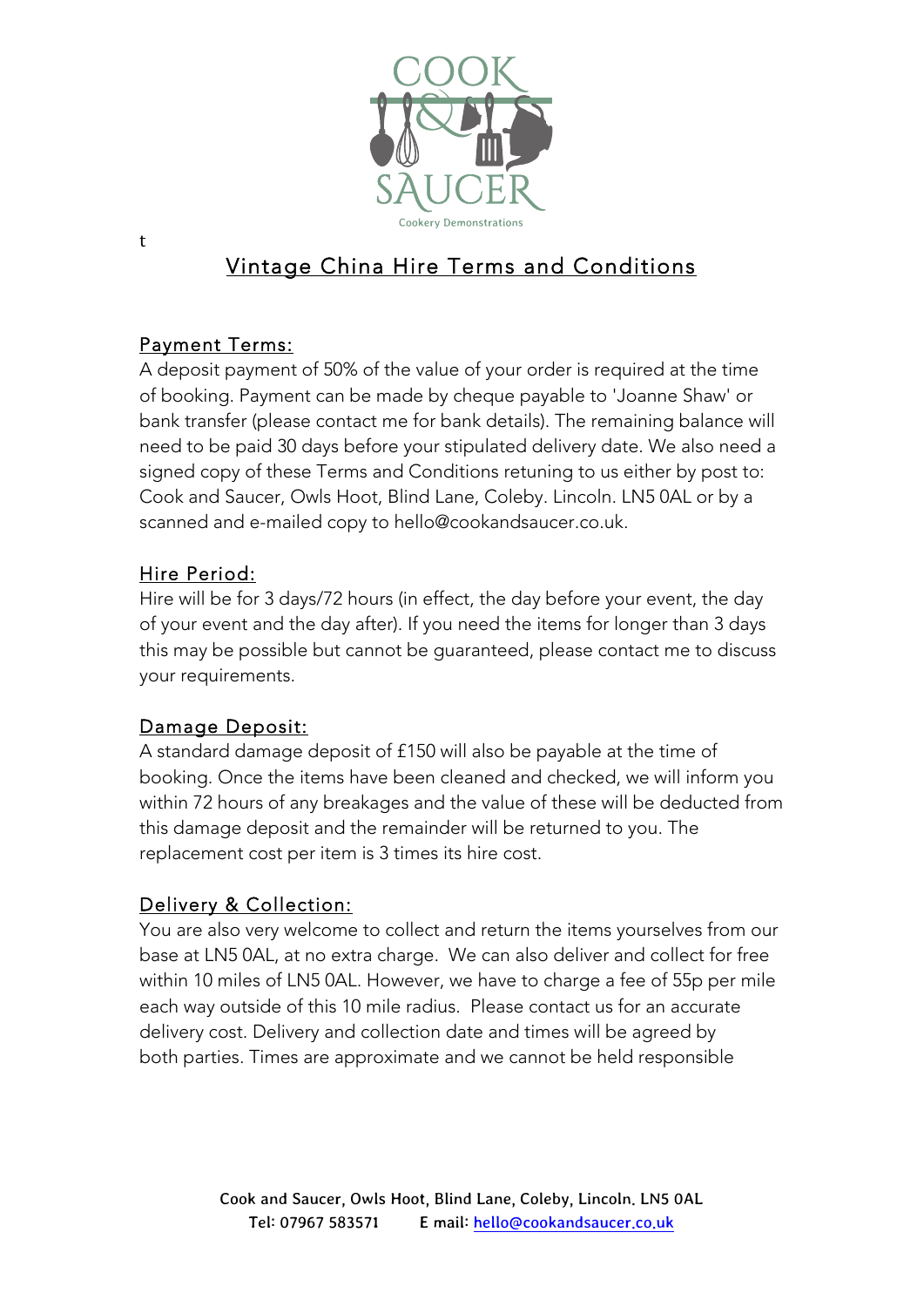COOK & SAUCER

Cookery Demonstrations

t

# Vintage China Hire Terms and Conditions

## Payment Terms:

A deposit payment of 50% of the value of your order is required at the time of booking. Payment can be made by cheque payable to 'Joanne Shaw' or bank transfer (please contact me for bank details). The remaining balance will need to be paid 30 days before your stipulated delivery date. We also need a signed copy of these Terms and Conditions retuning to us either by post to: Cook and Saucer, Owls Hoot, Blind Lane, Coleby. Lincoln. LN5 0AL or by a scanned and e-mailed copy to hello@cookandsaucer.co.uk.

## Hire Period:

Hire will be for 3 days/72 hours (in effect, the day before your event, the day of your event and the day after). If you need the items for longer than 3 days this may be possible but cannot be guaranteed, please contact me to discuss your requirements.

## Damage Deposit:

A standard damage deposit of £150 will also be payable at the time of booking. Once the items have been cleaned and checked, we will inform you within 72 hours of any breakages and the value of these will be deducted from this damage deposit and the remainder will be returned to you. The replacement cost per item is 3 times its hire cost.

## Delivery & Collection:

You are also very welcome to collect and return the items yourselves from our base at LN5 0AL, at no extra charge. We can also deliver and collect for free within 10 miles of LN5 0AL. However, we have to charge a fee of 55p per mile each way outside of this 10 mile radius. Please contact us for an accurate delivery cost. Delivery and collection date and times will be agreed by both parties. Times are approximate and we cannot be held responsible

Cook and Saucer, Owls Hoot, Blind Lane, Coleby, Lincoln. LN5 0AL
Tel: 07967 583571 E mail: hello@cookandsaucer.co.uk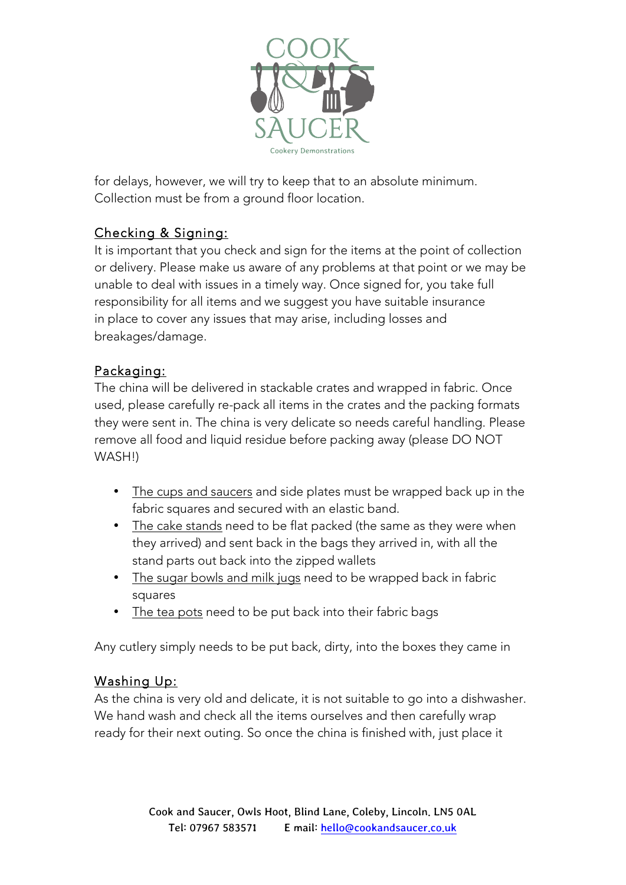for delays, however, we will try to keep that to an absolute minimum. Collection must be from a ground floor location.

## Checking & Signing:

It is important that you check and sign for the items at the point of collection or delivery. Please make us aware of any problems at that point or we may be unable to deal with issues in a timely way. Once signed for, you take full responsibility for all items and we suggest you have suitable insurance in place to cover any issues that may arise, including losses and breakages/damage.

## Packaging:

The china will be delivered in stackable crates and wrapped in fabric. Once used, please carefully re-pack all items in the crates and the packing formats they were sent in. The china is very delicate so needs careful handling. Please remove all food and liquid residue before packing away (please DO NOT WASH!)

- The cups and saucers and side plates must be wrapped back up in the fabric squares and secured with an elastic band.
- The cake stands need to be flat packed (the same as they were when they arrived) and sent back in the bags they arrived in, with all the stand parts out back into the zipped wallets
- The sugar bowls and milk jugs need to be wrapped back in fabric squares
- The tea pots need to be put back into their fabric bags

Any cutlery simply needs to be put back, dirty, into the boxes they came in

## Washing Up:

As the china is very old and delicate, it is not suitable to go into a dishwasher. We hand wash and check all the items ourselves and then carefully wrap ready for their next outing. So once the china is finished with, just place it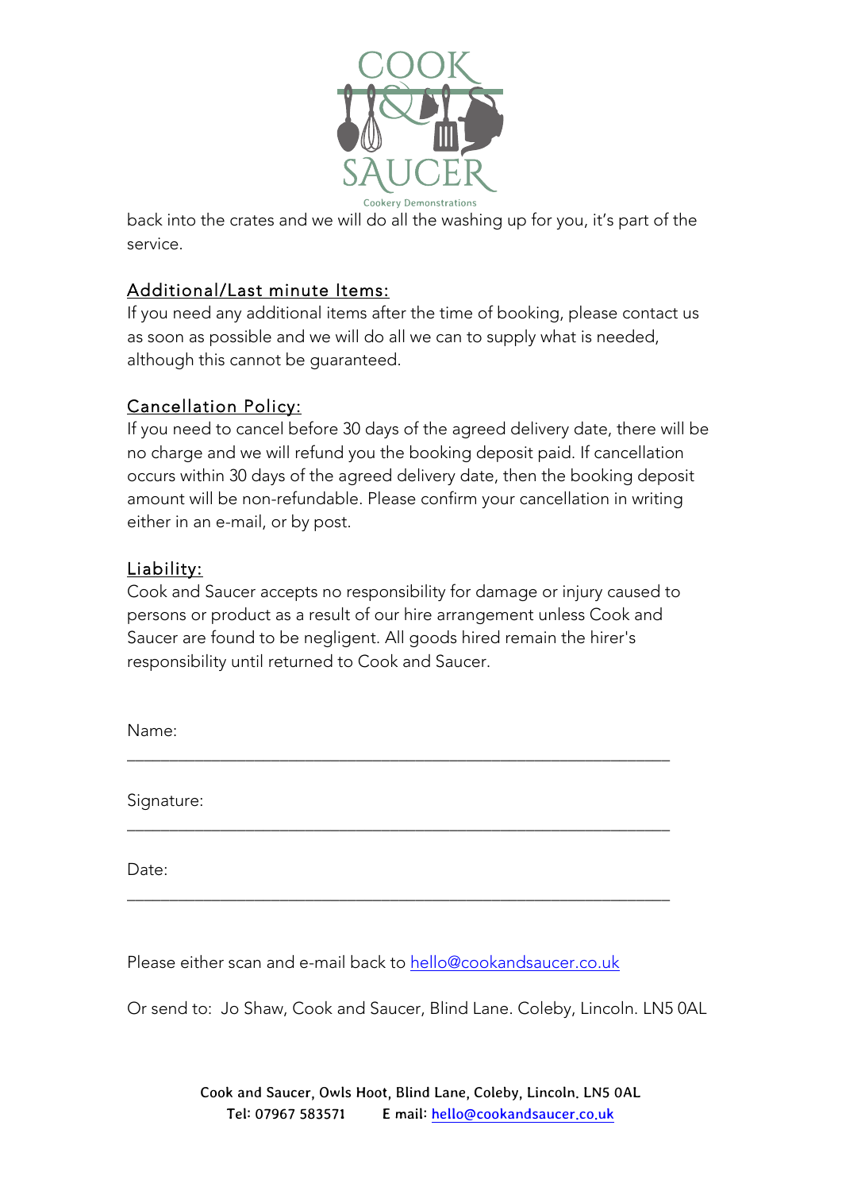back into the crates and we will do all the washing up for you, it's part of the service.

## Additional/Last minute Items:

If you need any additional items after the time of booking, please contact us as soon as possible and we will do all we can to supply what is needed, although this cannot be guaranteed.

## Cancellation Policy:

If you need to cancel before 30 days of the agreed delivery date, there will be no charge and we will refund you the booking deposit paid. If cancellation occurs within 30 days of the agreed delivery date, then the booking deposit amount will be non-refundable. Please confirm your cancellation in writing either in an e-mail, or by post.

## Liability:

Cook and Saucer accepts no responsibility for damage or injury caused to persons or product as a result of our hire arrangement unless Cook and Saucer are found to be negligent. All goods hired remain the hirer's responsibility until returned to Cook and Saucer.

Name:

______________________________________________________________

Signature:

______________________________________________________________

Date:

______________________________________________________________

Please either scan and e-mail back to hello@cookandsaucer.co.uk

Or send to: Jo Shaw, Cook and Saucer, Blind Lane. Coleby, Lincoln. LN5 0AL

**Cook and Saucer, Owls Hoot, Blind Lane, Coleby, Lincoln. LN5 0AL**
**Tel: 07967 583571 E mail: hello@cookandsaucer.co.uk**